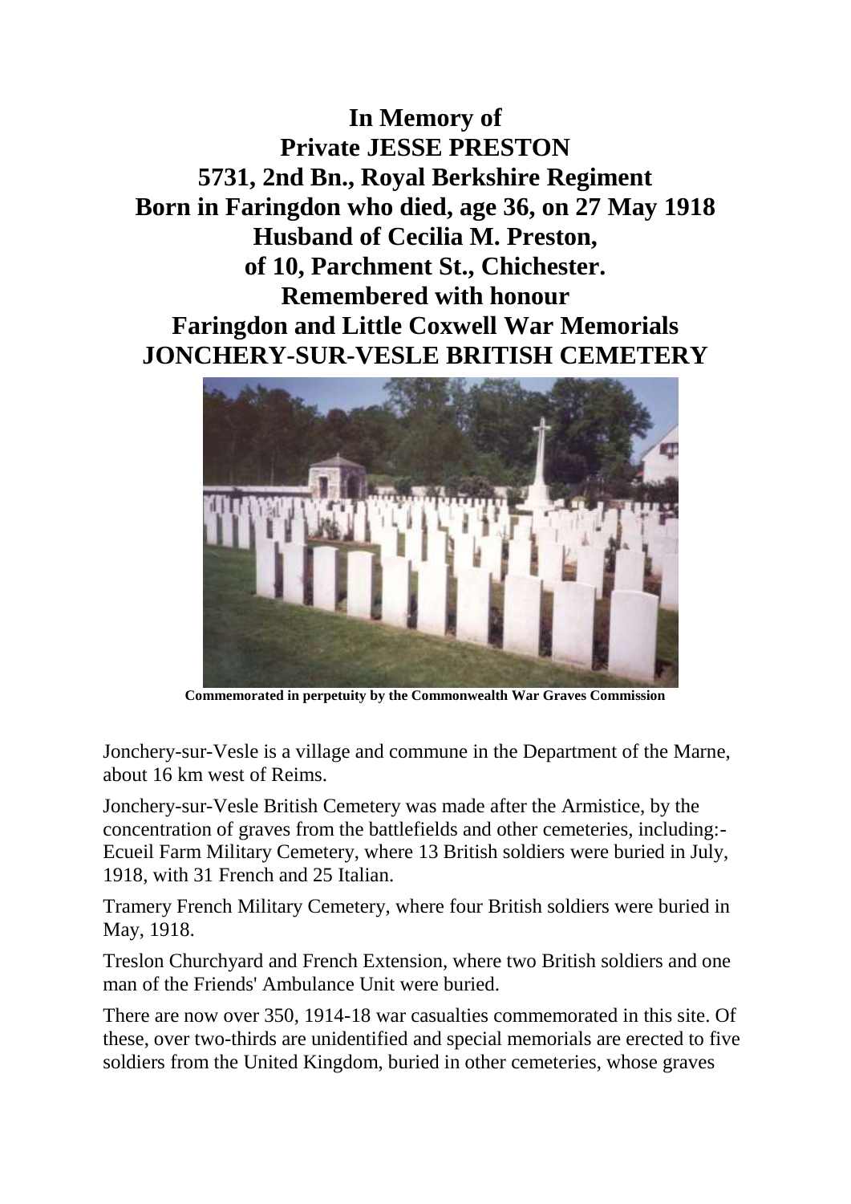# In Memory of
# Private JESSE PRESTON
# 5731, 2nd Bn., Royal Berkshire Regiment
# Born in Faringdon who died, age 36, on 27 May 1918
# Husband of Cecilia M. Preston,
# of 10, Parchment St., Chichester.
# Remembered with honour
# Faringdon and Little Coxwell War Memorials
# JONCHERY-SUR-VESLE BRITISH CEMETERY

**Commemorated in perpetuity by the Commonwealth War Graves Commission**

Jonchery-sur-Vesle is a village and commune in the Department of the Marne, about 16 km west of Reims.

Jonchery-sur-Vesle British Cemetery was made after the Armistice, by the concentration of graves from the battlefields and other cemeteries, including:- Ecueil Farm Military Cemetery, where 13 British soldiers were buried in July, 1918, with 31 French and 25 Italian.

Tramery French Military Cemetery, where four British soldiers were buried in May, 1918.

Treslon Churchyard and French Extension, where two British soldiers and one man of the Friends' Ambulance Unit were buried.

There are now over 350, 1914-18 war casualties commemorated in this site. Of these, over two-thirds are unidentified and special memorials are erected to five soldiers from the United Kingdom, buried in other cemeteries, whose graves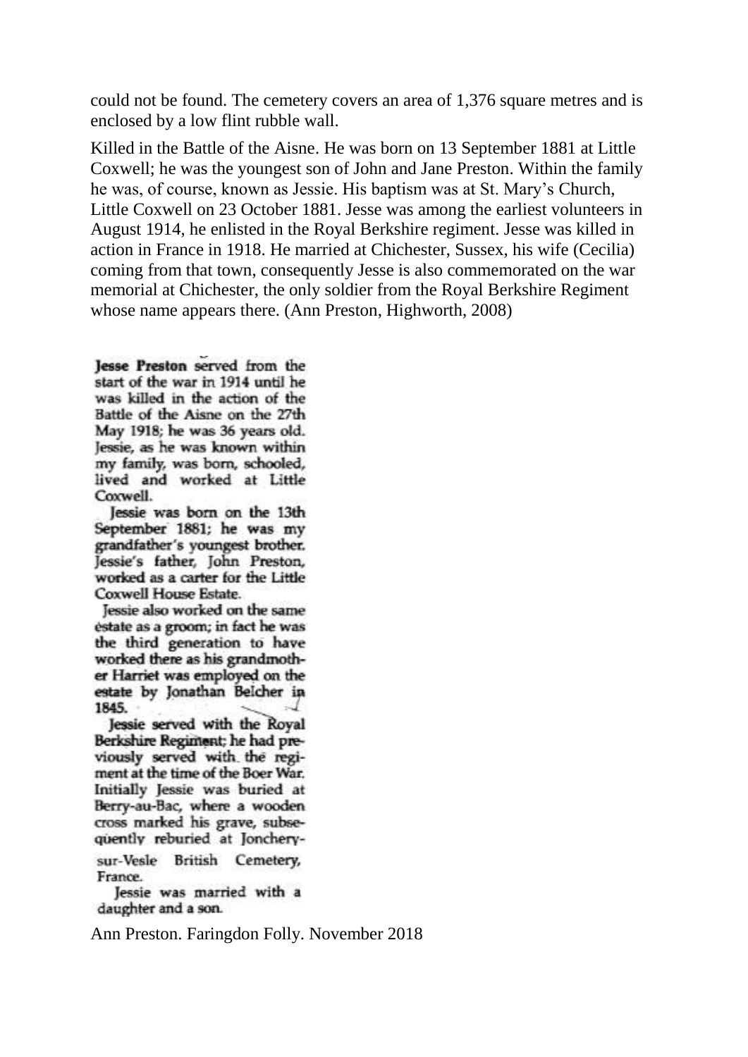could not be found. The cemetery covers an area of 1,376 square metres and is enclosed by a low flint rubble wall.

Killed in the Battle of the Aisne. He was born on 13 September 1881 at Little Coxwell; he was the youngest son of John and Jane Preston. Within the family he was, of course, known as Jessie. His baptism was at St. Mary's Church, Little Coxwell on 23 October 1881. Jesse was among the earliest volunteers in August 1914, he enlisted in the Royal Berkshire regiment. Jesse was killed in action in France in 1918. He married at Chichester, Sussex, his wife (Cecilia) coming from that town, consequently Jesse is also commemorated on the war memorial at Chichester, the only soldier from the Royal Berkshire Regiment whose name appears there. (Ann Preston, Highworth, 2008)

**Jesse Preston** served from the start of the war in 1914 until he was killed in the action of the Battle of the Aisne on the 27th May 1918; he was 36 years old. Jessie, as he was known within my family, was born, schooled, lived and worked at Little Coxwell.

Jessie was born on the 13th September 1881; he was my grandfather's youngest brother. Jessie's father, John Preston, worked as a carter for the Little Coxwell House Estate.

Jessie also worked on the same estate as a groom; in fact he was the third generation to have worked there as his grandmother Harriet was employed on the estate by Jonathan Belcher in 1845.

Jessie served with the Royal Berkshire Regiment; he had previously served with the regiment at the time of the Boer War. Initially Jessie was buried at Berry-au-Bac, where a wooden cross marked his grave, subsequently reburied at Jonchery-sur-Vesle British Cemetery, France.

Jessie was married with a daughter and a son.

Ann Preston. Faringdon Folly. November 2018